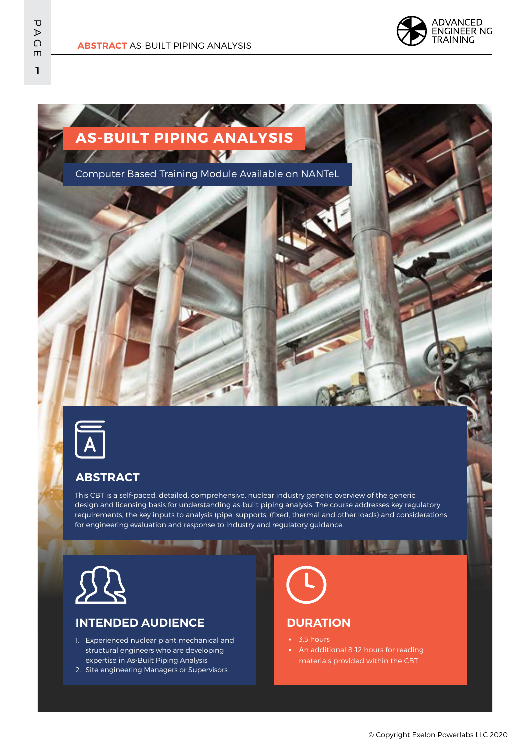# AS-BUILT PIPING ANALYSIS

Computer Based Training Module Available on NANTeL

## ABSTRACT

This CBT is a self-paced, detailed, comprehensive, nuclear industry generic overview of the generic design and licensing basis for understanding as-built piping analysis. The course addresses key regulatory requirements, the key inputs to analysis (pipe, supports, (fixed, thermal and other loads) and considerations for engineering evaluation and response to industry and regulatory guidance.

## INTENDED AUDIENCE

1. Experienced nuclear plant mechanical and structural engineers who are developing expertise in As-Built Piping Analysis
2. Site engineering Managers or Supervisors

## DURATION

- 3.5 hours
- An additional 8-12 hours for reading materials provided within the CBT

© Copyright Exelon Powerlabs LLC 2020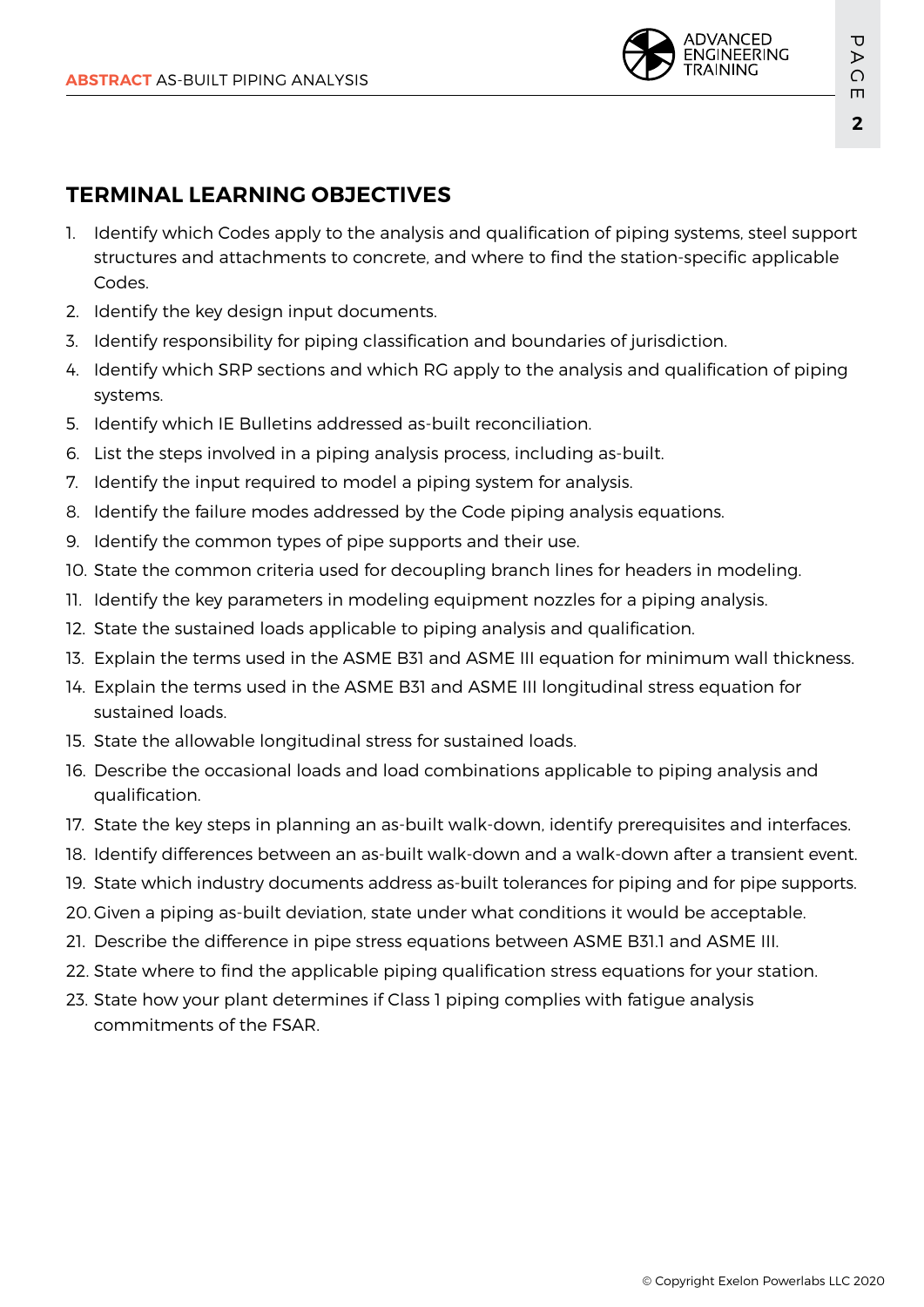## TERMINAL LEARNING OBJECTIVES

1. Identify which Codes apply to the analysis and qualification of piping systems, steel support structures and attachments to concrete, and where to find the station-specific applicable Codes.
2. Identify the key design input documents.
3. Identify responsibility for piping classification and boundaries of jurisdiction.
4. Identify which SRP sections and which RG apply to the analysis and qualification of piping systems.
5. Identify which IE Bulletins addressed as-built reconciliation.
6. List the steps involved in a piping analysis process, including as-built.
7. Identify the input required to model a piping system for analysis.
8. Identify the failure modes addressed by the Code piping analysis equations.
9. Identify the common types of pipe supports and their use.
10. State the common criteria used for decoupling branch lines for headers in modeling.
11. Identify the key parameters in modeling equipment nozzles for a piping analysis.
12. State the sustained loads applicable to piping analysis and qualification.
13. Explain the terms used in the ASME B31 and ASME III equation for minimum wall thickness.
14. Explain the terms used in the ASME B31 and ASME III longitudinal stress equation for sustained loads.
15. State the allowable longitudinal stress for sustained loads.
16. Describe the occasional loads and load combinations applicable to piping analysis and qualification.
17. State the key steps in planning an as-built walk-down, identify prerequisites and interfaces.
18. Identify differences between an as-built walk-down and a walk-down after a transient event.
19. State which industry documents address as-built tolerances for piping and for pipe supports.
20. Given a piping as-built deviation, state under what conditions it would be acceptable.
21. Describe the difference in pipe stress equations between ASME B31.1 and ASME III.
22. State where to find the applicable piping qualification stress equations for your station.
23. State how your plant determines if Class 1 piping complies with fatigue analysis commitments of the FSAR.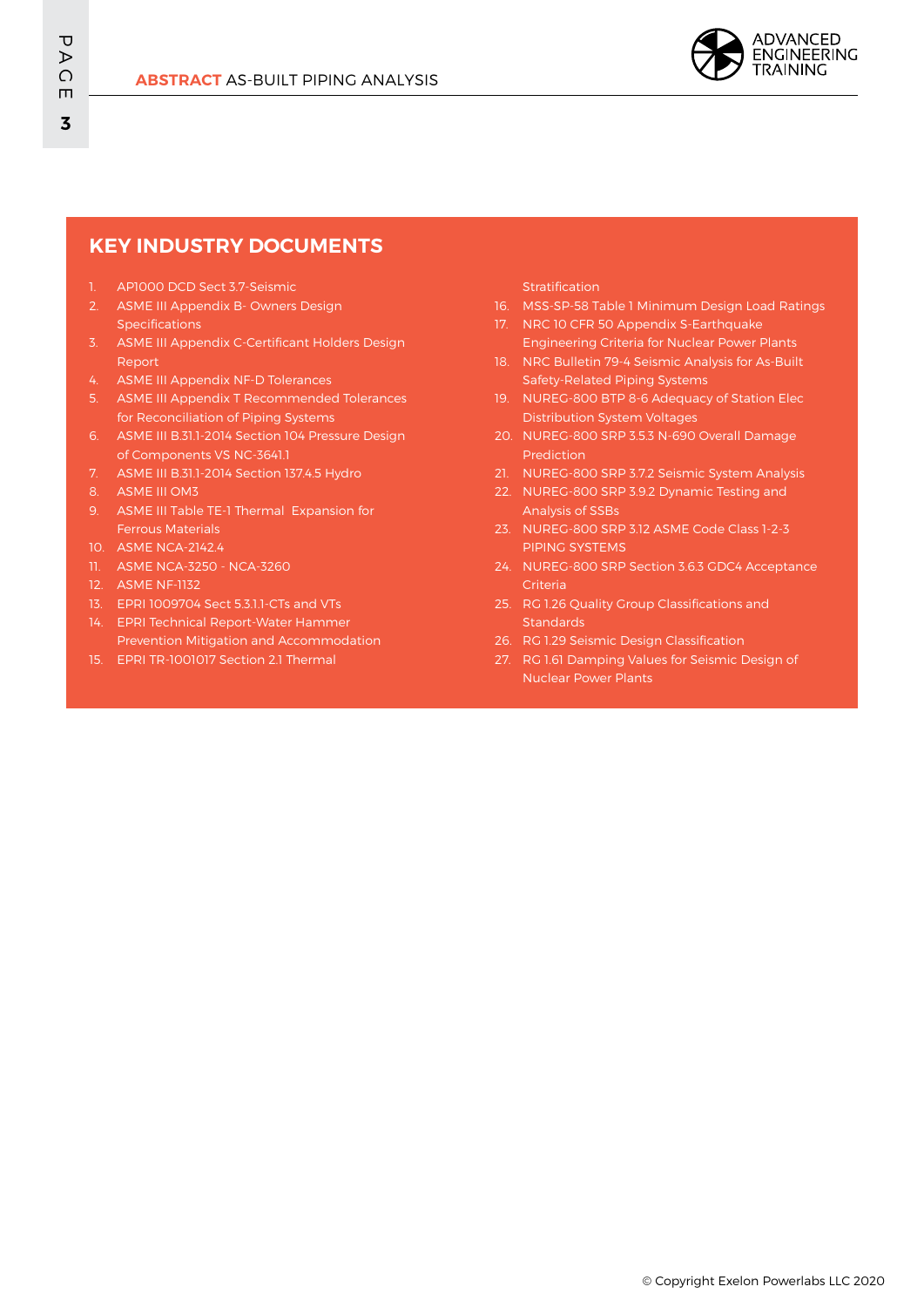## KEY INDUSTRY DOCUMENTS

1. AP1000 DCD Sect 3.7-Seismic
2. ASME III Appendix B- Owners Design Specifications
3. ASME III Appendix C-Certificant Holders Design Report
4. ASME III Appendix NF-D Tolerances
5. ASME III Appendix T Recommended Tolerances for Reconciliation of Piping Systems
6. ASME III B.31.1-2014 Section 104 Pressure Design of Components VS NC-3641.1
7. ASME III B.31.1-2014 Section 137.4.5 Hydro
8. ASME III OM3
9. ASME III Table TE-1 Thermal Expansion for Ferrous Materials
10. ASME NCA-2142.4
11. ASME NCA-3250 - NCA-3260
12. ASME NF-1132
13. EPRI 1009704 Sect 5.3.1.1-CTs and VTs
14. EPRI Technical Report-Water Hammer Prevention Mitigation and Accommodation
15. EPRI TR-1001017 Section 2.1 Thermal Stratification
16. MSS-SP-58 Table 1 Minimum Design Load Ratings
17. NRC 10 CFR 50 Appendix S-Earthquake Engineering Criteria for Nuclear Power Plants
18. NRC Bulletin 79-4 Seismic Analysis for As-Built Safety-Related Piping Systems
19. NUREG-800 BTP 8-6 Adequacy of Station Elec Distribution System Voltages
20. NUREG-800 SRP 3.5.3 N-690 Overall Damage Prediction
21. NUREG-800 SRP 3.7.2 Seismic System Analysis
22. NUREG-800 SRP 3.9.2 Dynamic Testing and Analysis of SSBs
23. NUREG-800 SRP 3.12 ASME Code Class 1-2-3 PIPING SYSTEMS
24. NUREG-800 SRP Section 3.6.3 GDC4 Acceptance Criteria
25. RG 1.26 Quality Group Classifications and Standards
26. RG 1.29 Seismic Design Classification
27. RG 1.61 Damping Values for Seismic Design of Nuclear Power Plants

© Copyright Exelon Powerlabs LLC 2020